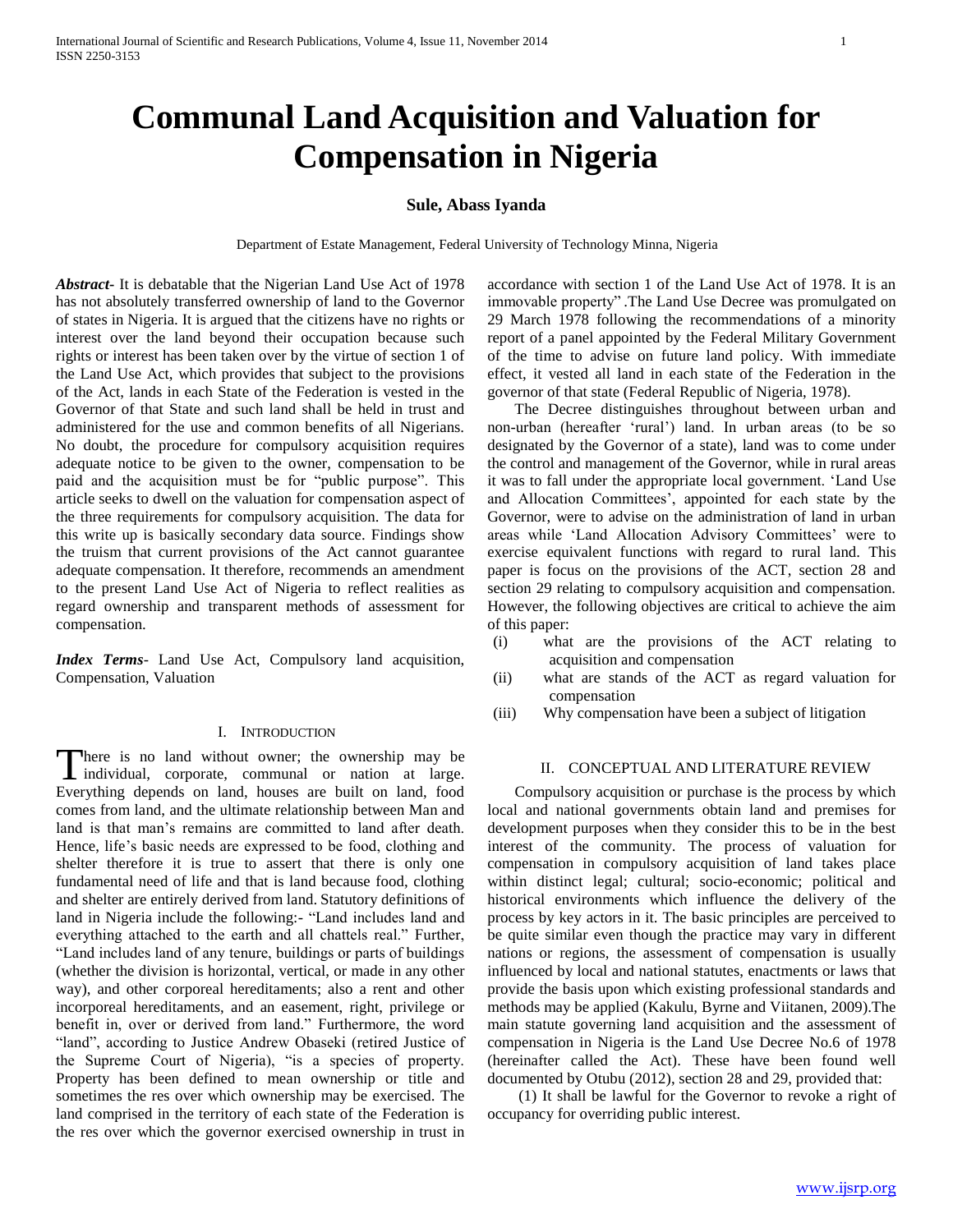# Communal Land Acquisition and Valuation for Compensation in Nigeria

**Sule, Abass Iyanda**

Department of Estate Management, Federal University of Technology Minna, Nigeria

***Abstract*-** It is debatable that the Nigerian Land Use Act of 1978 has not absolutely transferred ownership of land to the Governor of states in Nigeria. It is argued that the citizens have no rights or interest over the land beyond their occupation because such rights or interest has been taken over by the virtue of section 1 of the Land Use Act, which provides that subject to the provisions of the Act, lands in each State of the Federation is vested in the Governor of that State and such land shall be held in trust and administered for the use and common benefits of all Nigerians. No doubt, the procedure for compulsory acquisition requires adequate notice to be given to the owner, compensation to be paid and the acquisition must be for "public purpose". This article seeks to dwell on the valuation for compensation aspect of the three requirements for compulsory acquisition. The data for this write up is basically secondary data source. Findings show the truism that current provisions of the Act cannot guarantee adequate compensation. It therefore, recommends an amendment to the present Land Use Act of Nigeria to reflect realities as regard ownership and transparent methods of assessment for compensation.

***Index Terms*-** Land Use Act, Compulsory land acquisition, Compensation, Valuation

## I. Introduction

There is no land without owner; the ownership may be individual, corporate, communal or nation at large. Everything depends on land, houses are built on land, food comes from land, and the ultimate relationship between Man and land is that man's remains are committed to land after death. Hence, life's basic needs are expressed to be food, clothing and shelter therefore it is true to assert that there is only one fundamental need of life and that is land because food, clothing and shelter are entirely derived from land. Statutory definitions of land in Nigeria include the following:- "Land includes land and everything attached to the earth and all chattels real." Further, "Land includes land of any tenure, buildings or parts of buildings (whether the division is horizontal, vertical, or made in any other way), and other corporeal hereditaments; also a rent and other incorporeal hereditaments, and an easement, right, privilege or benefit in, over or derived from land." Furthermore, the word "land", according to Justice Andrew Obaseki (retired Justice of the Supreme Court of Nigeria), "is a species of property. Property has been defined to mean ownership or title and sometimes the res over which ownership may be exercised. The land comprised in the territory of each state of the Federation is the res over which the governor exercised ownership in trust in accordance with section 1 of the Land Use Act of 1978. It is an immovable property" .The Land Use Decree was promulgated on 29 March 1978 following the recommendations of a minority report of a panel appointed by the Federal Military Government of the time to advise on future land policy. With immediate effect, it vested all land in each state of the Federation in the governor of that state (Federal Republic of Nigeria, 1978).

The Decree distinguishes throughout between urban and non-urban (hereafter 'rural') land. In urban areas (to be so designated by the Governor of a state), land was to come under the control and management of the Governor, while in rural areas it was to fall under the appropriate local government. 'Land Use and Allocation Committees', appointed for each state by the Governor, were to advise on the administration of land in urban areas while 'Land Allocation Advisory Committees' were to exercise equivalent functions with regard to rural land. This paper is focus on the provisions of the ACT, section 28 and section 29 relating to compulsory acquisition and compensation. However, the following objectives are critical to achieve the aim of this paper:

(i) what are the provisions of the ACT relating to acquisition and compensation

(ii) what are stands of the ACT as regard valuation for compensation

(iii) Why compensation have been a subject of litigation

## II. Conceptual and Literature Review

Compulsory acquisition or purchase is the process by which local and national governments obtain land and premises for development purposes when they consider this to be in the best interest of the community. The process of valuation for compensation in compulsory acquisition of land takes place within distinct legal; cultural; socio-economic; political and historical environments which influence the delivery of the process by key actors in it. The basic principles are perceived to be quite similar even though the practice may vary in different nations or regions, the assessment of compensation is usually influenced by local and national statutes, enactments or laws that provide the basis upon which existing professional standards and methods may be applied (Kakulu, Byrne and Viitanen, 2009).The main statute governing land acquisition and the assessment of compensation in Nigeria is the Land Use Decree No.6 of 1978 (hereinafter called the Act). These have been found well documented by Otubu (2012), section 28 and 29, provided that:

(1) It shall be lawful for the Governor to revoke a right of occupancy for overriding public interest.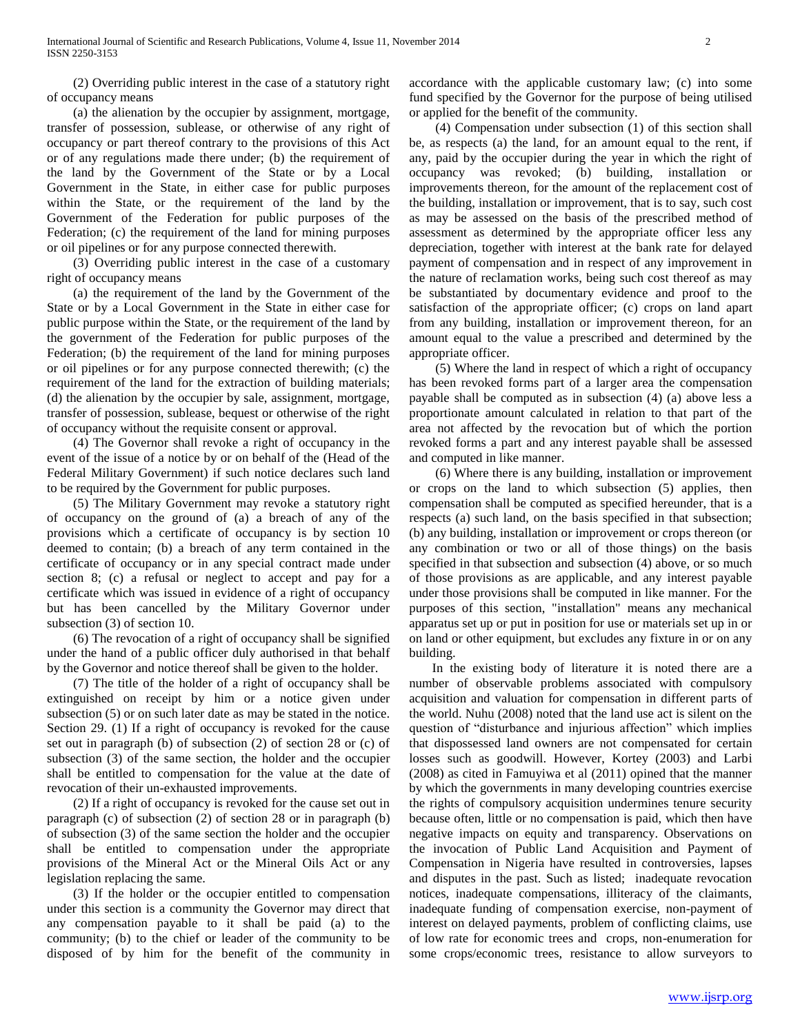(2) Overriding public interest in the case of a statutory right of occupancy means

(a) the alienation by the occupier by assignment, mortgage, transfer of possession, sublease, or otherwise of any right of occupancy or part thereof contrary to the provisions of this Act or of any regulations made there under; (b) the requirement of the land by the Government of the State or by a Local Government in the State, in either case for public purposes within the State, or the requirement of the land by the Government of the Federation for public purposes of the Federation; (c) the requirement of the land for mining purposes or oil pipelines or for any purpose connected therewith.

(3) Overriding public interest in the case of a customary right of occupancy means

(a) the requirement of the land by the Government of the State or by a Local Government in the State in either case for public purpose within the State, or the requirement of the land by the government of the Federation for public purposes of the Federation; (b) the requirement of the land for mining purposes or oil pipelines or for any purpose connected therewith; (c) the requirement of the land for the extraction of building materials; (d) the alienation by the occupier by sale, assignment, mortgage, transfer of possession, sublease, bequest or otherwise of the right of occupancy without the requisite consent or approval.

(4) The Governor shall revoke a right of occupancy in the event of the issue of a notice by or on behalf of the (Head of the Federal Military Government) if such notice declares such land to be required by the Government for public purposes.

(5) The Military Government may revoke a statutory right of occupancy on the ground of (a) a breach of any of the provisions which a certificate of occupancy is by section 10 deemed to contain; (b) a breach of any term contained in the certificate of occupancy or in any special contract made under section 8; (c) a refusal or neglect to accept and pay for a certificate which was issued in evidence of a right of occupancy but has been cancelled by the Military Governor under subsection (3) of section 10.

(6) The revocation of a right of occupancy shall be signified under the hand of a public officer duly authorised in that behalf by the Governor and notice thereof shall be given to the holder.

(7) The title of the holder of a right of occupancy shall be extinguished on receipt by him or a notice given under subsection (5) or on such later date as may be stated in the notice. Section 29. (1) If a right of occupancy is revoked for the cause set out in paragraph (b) of subsection (2) of section 28 or (c) of subsection (3) of the same section, the holder and the occupier shall be entitled to compensation for the value at the date of revocation of their un-exhausted improvements.

(2) If a right of occupancy is revoked for the cause set out in paragraph (c) of subsection (2) of section 28 or in paragraph (b) of subsection (3) of the same section the holder and the occupier shall be entitled to compensation under the appropriate provisions of the Mineral Act or the Mineral Oils Act or any legislation replacing the same.

(3) If the holder or the occupier entitled to compensation under this section is a community the Governor may direct that any compensation payable to it shall be paid (a) to the community; (b) to the chief or leader of the community to be disposed of by him for the benefit of the community in accordance with the applicable customary law; (c) into some fund specified by the Governor for the purpose of being utilised or applied for the benefit of the community.

(4) Compensation under subsection (1) of this section shall be, as respects (a) the land, for an amount equal to the rent, if any, paid by the occupier during the year in which the right of occupancy was revoked; (b) building, installation or improvements thereon, for the amount of the replacement cost of the building, installation or improvement, that is to say, such cost as may be assessed on the basis of the prescribed method of assessment as determined by the appropriate officer less any depreciation, together with interest at the bank rate for delayed payment of compensation and in respect of any improvement in the nature of reclamation works, being such cost thereof as may be substantiated by documentary evidence and proof to the satisfaction of the appropriate officer; (c) crops on land apart from any building, installation or improvement thereon, for an amount equal to the value a prescribed and determined by the appropriate officer.

(5) Where the land in respect of which a right of occupancy has been revoked forms part of a larger area the compensation payable shall be computed as in subsection (4) (a) above less a proportionate amount calculated in relation to that part of the area not affected by the revocation but of which the portion revoked forms a part and any interest payable shall be assessed and computed in like manner.

(6) Where there is any building, installation or improvement or crops on the land to which subsection (5) applies, then compensation shall be computed as specified hereunder, that is a respects (a) such land, on the basis specified in that subsection; (b) any building, installation or improvement or crops thereon (or any combination or two or all of those things) on the basis specified in that subsection and subsection (4) above, or so much of those provisions as are applicable, and any interest payable under those provisions shall be computed in like manner. For the purposes of this section, "installation" means any mechanical apparatus set up or put in position for use or materials set up in or on land or other equipment, but excludes any fixture in or on any building.

In the existing body of literature it is noted there are a number of observable problems associated with compulsory acquisition and valuation for compensation in different parts of the world. Nuhu (2008) noted that the land use act is silent on the question of "disturbance and injurious affection" which implies that dispossessed land owners are not compensated for certain losses such as goodwill. However, Kortey (2003) and Larbi (2008) as cited in Famuyiwa et al (2011) opined that the manner by which the governments in many developing countries exercise the rights of compulsory acquisition undermines tenure security because often, little or no compensation is paid, which then have negative impacts on equity and transparency. Observations on the invocation of Public Land Acquisition and Payment of Compensation in Nigeria have resulted in controversies, lapses and disputes in the past. Such as listed; inadequate revocation notices, inadequate compensations, illiteracy of the claimants, inadequate funding of compensation exercise, non-payment of interest on delayed payments, problem of conflicting claims, use of low rate for economic trees and crops, non-enumeration for some crops/economic trees, resistance to allow surveyors to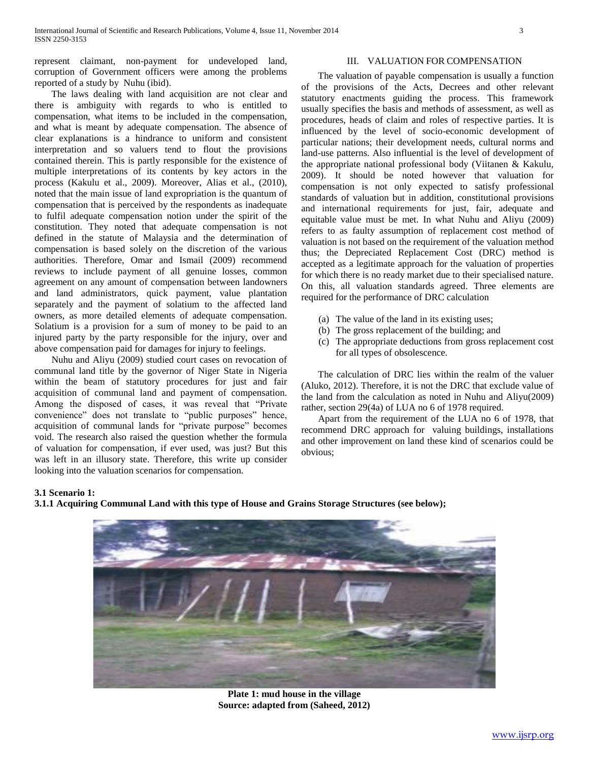represent claimant, non-payment for undeveloped land, corruption of Government officers were among the problems reported of a study by Nuhu (ibid).

The laws dealing with land acquisition are not clear and there is ambiguity with regards to who is entitled to compensation, what items to be included in the compensation, and what is meant by adequate compensation. The absence of clear explanations is a hindrance to uniform and consistent interpretation and so valuers tend to flout the provisions contained therein. This is partly responsible for the existence of multiple interpretations of its contents by key actors in the process (Kakulu et al., 2009). Moreover, Alias et al., (2010), noted that the main issue of land expropriation is the quantum of compensation that is perceived by the respondents as inadequate to fulfil adequate compensation notion under the spirit of the constitution. They noted that adequate compensation is not defined in the statute of Malaysia and the determination of compensation is based solely on the discretion of the various authorities. Therefore, Omar and Ismail (2009) recommend reviews to include payment of all genuine losses, common agreement on any amount of compensation between landowners and land administrators, quick payment, value plantation separately and the payment of solatium to the affected land owners, as more detailed elements of adequate compensation. Solatium is a provision for a sum of money to be paid to an injured party by the party responsible for the injury, over and above compensation paid for damages for injury to feelings.

Nuhu and Aliyu (2009) studied court cases on revocation of communal land title by the governor of Niger State in Nigeria within the beam of statutory procedures for just and fair acquisition of communal land and payment of compensation. Among the disposed of cases, it was reveal that "Private convenience" does not translate to "public purposes" hence, acquisition of communal lands for "private purpose" becomes void. The research also raised the question whether the formula of valuation for compensation, if ever used, was just? But this was left in an illusory state. Therefore, this write up consider looking into the valuation scenarios for compensation.

## III. VALUATION FOR COMPENSATION

The valuation of payable compensation is usually a function of the provisions of the Acts, Decrees and other relevant statutory enactments guiding the process. This framework usually specifies the basis and methods of assessment, as well as procedures, heads of claim and roles of respective parties. It is influenced by the level of socio-economic development of particular nations; their development needs, cultural norms and land-use patterns. Also influential is the level of development of the appropriate national professional body (Viitanen & Kakulu, 2009). It should be noted however that valuation for compensation is not only expected to satisfy professional standards of valuation but in addition, constitutional provisions and international requirements for just, fair, adequate and equitable value must be met. In what Nuhu and Aliyu (2009) refers to as faulty assumption of replacement cost method of valuation is not based on the requirement of the valuation method thus; the Depreciated Replacement Cost (DRC) method is accepted as a legitimate approach for the valuation of properties for which there is no ready market due to their specialised nature. On this, all valuation standards agreed. Three elements are required for the performance of DRC calculation

(a) The value of the land in its existing uses;
(b) The gross replacement of the building; and
(c) The appropriate deductions from gross replacement cost for all types of obsolescence.

The calculation of DRC lies within the realm of the valuer (Aluko, 2012). Therefore, it is not the DRC that exclude value of the land from the calculation as noted in Nuhu and Aliyu(2009) rather, section 29(4a) of LUA no 6 of 1978 required.

Apart from the requirement of the LUA no 6 of 1978, that recommend DRC approach for valuing buildings, installations and other improvement on land these kind of scenarios could be obvious;

### 3.1 Scenario 1:

#### 3.1.1 Acquiring Communal Land with this type of House and Grains Storage Structures (see below);

**Plate 1: mud house in the village**
**Source: adapted from (Saheed, 2012)**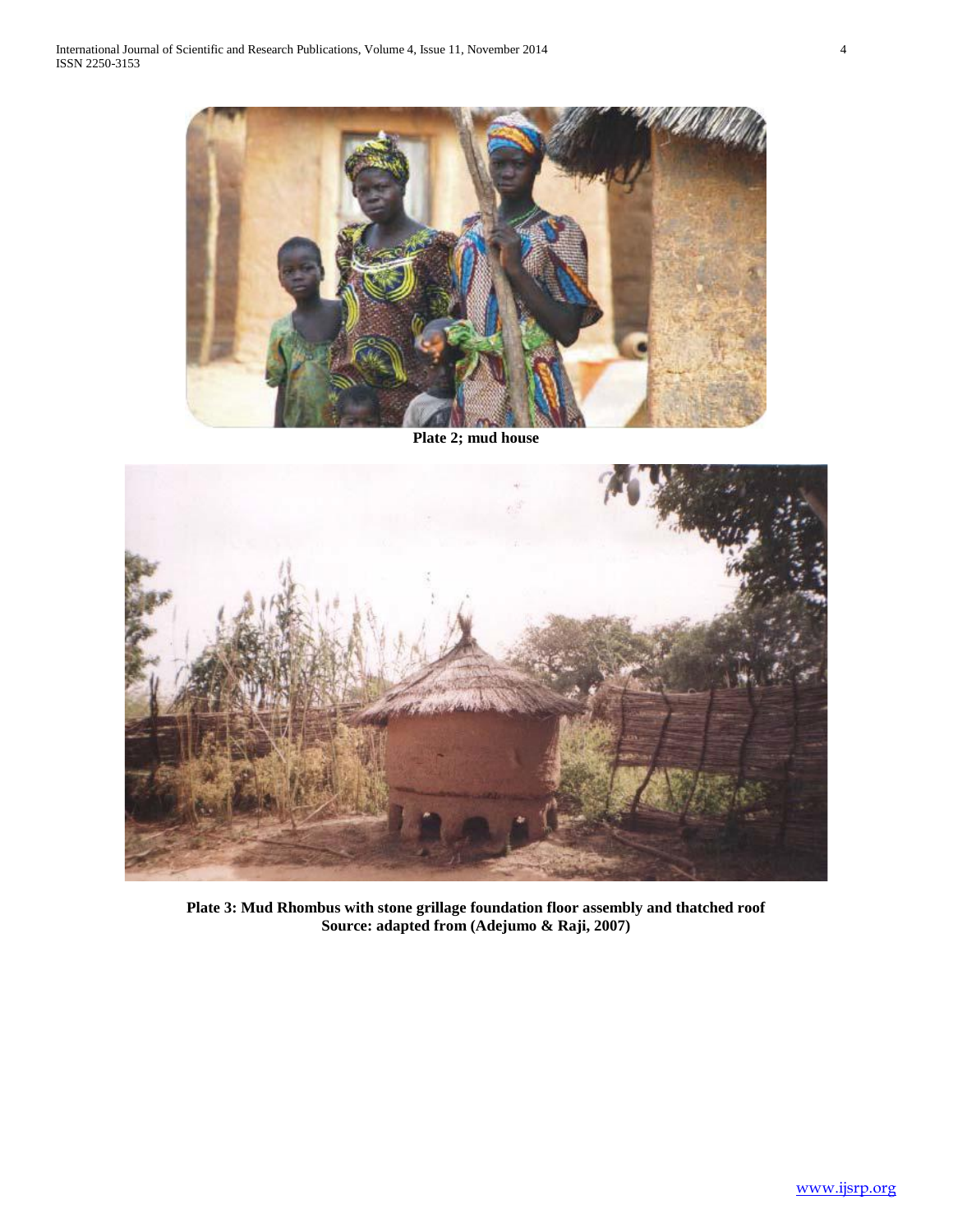**Plate 2; mud house**

**Plate 3: Mud Rhombus with stone grillage foundation floor assembly and thatched roof**
**Source: adapted from (Adejumo & Raji, 2007)**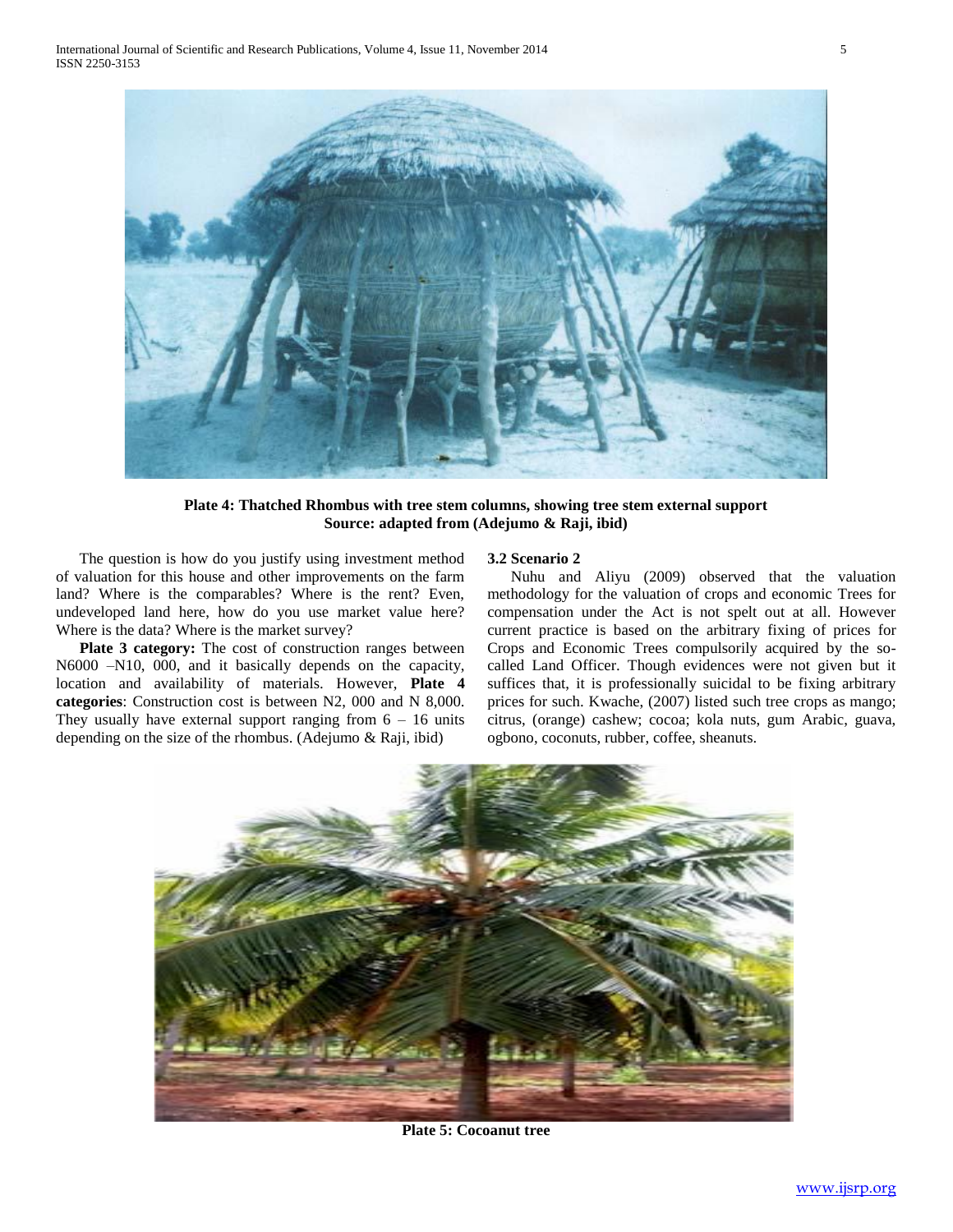**Plate 4: Thatched Rhombus with tree stem columns, showing tree stem external support**
**Source: adapted from (Adejumo & Raji, ibid)**

The question is how do you justify using investment method of valuation for this house and other improvements on the farm land? Where is the comparables? Where is the rent? Even, undeveloped land here, how do you use market value here? Where is the data? Where is the market survey?

**Plate 3 category:** The cost of construction ranges between N6000 –N10, 000, and it basically depends on the capacity, location and availability of materials. However, **Plate 4 categories**: Construction cost is between N2, 000 and N 8,000. They usually have external support ranging from 6 – 16 units depending on the size of the rhombus. (Adejumo & Raji, ibid)

### 3.2 Scenario 2

Nuhu and Aliyu (2009) observed that the valuation methodology for the valuation of crops and economic Trees for compensation under the Act is not spelt out at all. However current practice is based on the arbitrary fixing of prices for Crops and Economic Trees compulsorily acquired by the so-called Land Officer. Though evidences were not given but it suffices that, it is professionally suicidal to be fixing arbitrary prices for such. Kwache, (2007) listed such tree crops as mango; citrus, (orange) cashew; cocoa; kola nuts, gum Arabic, guava, ogbono, coconuts, rubber, coffee, sheanuts.

**Plate 5: Cocoanut tree**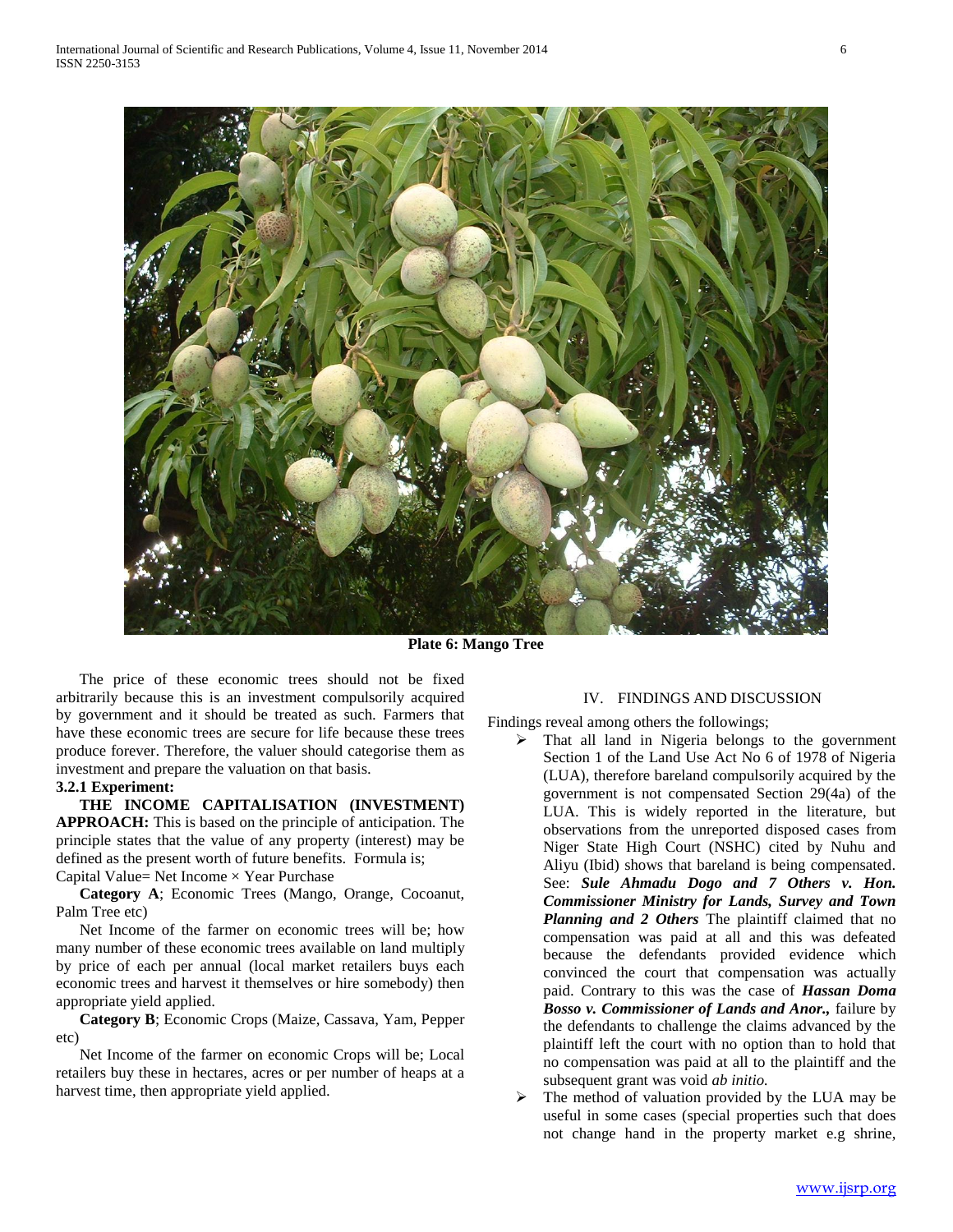Plate 6: Mango Tree

The price of these economic trees should not be fixed arbitrarily because this is an investment compulsorily acquired by government and it should be treated as such. Farmers that have these economic trees are secure for life because these trees produce forever. Therefore, the valuer should categorise them as investment and prepare the valuation on that basis.

**3.2.1 Experiment:**

**THE INCOME CAPITALISATION (INVESTMENT) APPROACH:** This is based on the principle of anticipation. The principle states that the value of any property (interest) may be defined as the present worth of future benefits. Formula is;

Capital Value= Net Income × Year Purchase

**Category A**; Economic Trees (Mango, Orange, Cocoanut, Palm Tree etc)

Net Income of the farmer on economic trees will be; how many number of these economic trees available on land multiply by price of each per annual (local market retailers buys each economic trees and harvest it themselves or hire somebody) then appropriate yield applied.

**Category B**; Economic Crops (Maize, Cassava, Yam, Pepper etc)

Net Income of the farmer on economic Crops will be; Local retailers buy these in hectares, acres or per number of heaps at a harvest time, then appropriate yield applied.

## IV. FINDINGS AND DISCUSSION

Findings reveal among others the followings;

- That all land in Nigeria belongs to the government Section 1 of the Land Use Act No 6 of 1978 of Nigeria (LUA), therefore bareland compulsorily acquired by the government is not compensated Section 29(4a) of the LUA. This is widely reported in the literature, but observations from the unreported disposed cases from Niger State High Court (NSHC) cited by Nuhu and Aliyu (Ibid) shows that bareland is being compensated. See: ***Sule Ahmadu Dogo and 7 Others v. Hon. Commissioner Ministry for Lands, Survey and Town Planning and 2 Others*** The plaintiff claimed that no compensation was paid at all and this was defeated because the defendants provided evidence which convinced the court that compensation was actually paid. Contrary to this was the case of ***Hassan Doma Bosso v. Commissioner of Lands and Anor.,*** failure by the defendants to challenge the claims advanced by the plaintiff left the court with no option than to hold that no compensation was paid at all to the plaintiff and the subsequent grant was void *ab initio.*
- The method of valuation provided by the LUA may be useful in some cases (special properties such that does not change hand in the property market e.g shrine,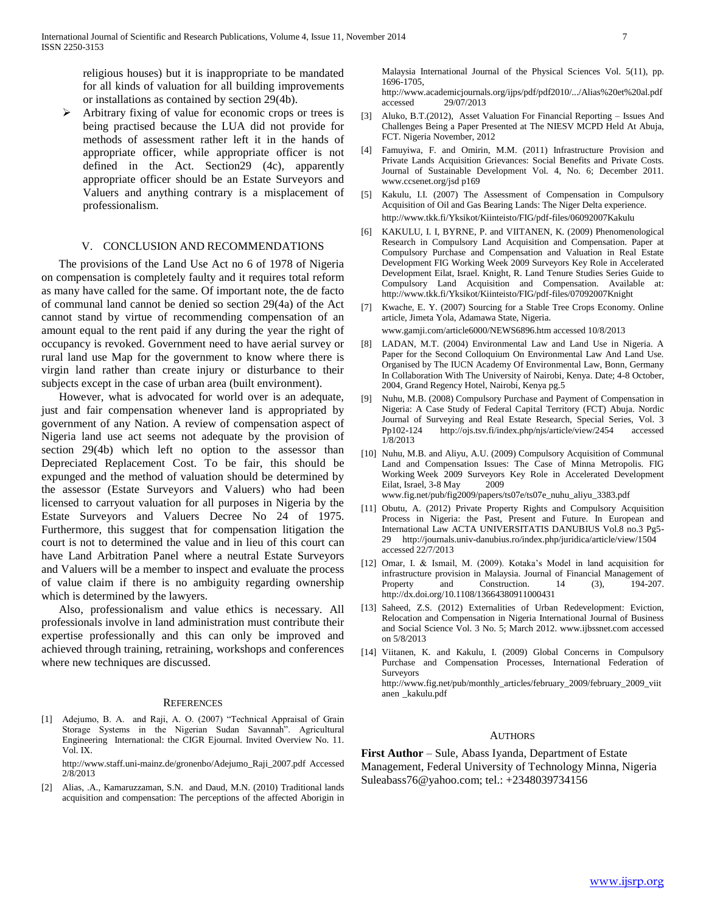religious houses) but it is inappropriate to be mandated for all kinds of valuation for all building improvements or installations as contained by section 29(4b).

- Arbitrary fixing of value for economic crops or trees is being practised because the LUA did not provide for methods of assessment rather left it in the hands of appropriate officer, while appropriate officer is not defined in the Act. Section29 (4c), apparently appropriate officer should be an Estate Surveyors and Valuers and anything contrary is a misplacement of professionalism.

## V. CONCLUSION AND RECOMMENDATIONS

The provisions of the Land Use Act no 6 of 1978 of Nigeria on compensation is completely faulty and it requires total reform as many have called for the same. Of important note, the de facto of communal land cannot be denied so section 29(4a) of the Act cannot stand by virtue of recommending compensation of an amount equal to the rent paid if any during the year the right of occupancy is revoked. Government need to have aerial survey or rural land use Map for the government to know where there is virgin land rather than create injury or disturbance to their subjects except in the case of urban area (built environment).

However, what is advocated for world over is an adequate, just and fair compensation whenever land is appropriated by government of any Nation. A review of compensation aspect of Nigeria land use act seems not adequate by the provision of section 29(4b) which left no option to the assessor than Depreciated Replacement Cost. To be fair, this should be expunged and the method of valuation should be determined by the assessor (Estate Surveyors and Valuers) who had been licensed to carryout valuation for all purposes in Nigeria by the Estate Surveyors and Valuers Decree No 24 of 1975. Furthermore, this suggest that for compensation litigation the court is not to determined the value and in lieu of this court can have Land Arbitration Panel where a neutral Estate Surveyors and Valuers will be a member to inspect and evaluate the process of value claim if there is no ambiguity regarding ownership which is determined by the lawyers.

Also, professionalism and value ethics is necessary. All professionals involve in land administration must contribute their expertise professionally and this can only be improved and achieved through training, retraining, workshops and conferences where new techniques are discussed.

## REFERENCES

[1] Adejumo, B. A. and Raji, A. O. (2007) "Technical Appraisal of Grain Storage Systems in the Nigerian Sudan Savannah". Agricultural Engineering International: the CIGR Ejournal. Invited Overview No. 11. Vol. IX. http://www.staff.uni-mainz.de/gronenbo/Adejumo_Raji_2007.pdf Accessed 2/8/2013

[2] Alias, .A., Kamaruzzaman, S.N. and Daud, M.N. (2010) Traditional lands acquisition and compensation: The perceptions of the affected Aborigin in Malaysia International Journal of the Physical Sciences Vol. 5(11), pp. 1696-1705, http://www.academicjournals.org/ijps/pdf/pdf2010/.../Alias%20et%20al.pdf accessed 29/07/2013

[3] Aluko, B.T.(2012), Asset Valuation For Financial Reporting – Issues And Challenges Being a Paper Presented at The NIESV MCPD Held At Abuja, FCT. Nigeria November, 2012

[4] Famuyiwa, F. and Omirin, M.M. (2011) Infrastructure Provision and Private Lands Acquisition Grievances: Social Benefits and Private Costs. Journal of Sustainable Development Vol. 4, No. 6; December 2011. www.ccsenet.org/jsd p169

[5] Kakulu, I.I. (2007) The Assessment of Compensation in Compulsory Acquisition of Oil and Gas Bearing Lands: The Niger Delta experience. http://www.tkk.fi/Yksikot/Kiinteisto/FIG/pdf-files/06092007Kakulu

[6] KAKULU, I. I, BYRNE, P. and VIITANEN, K. (2009) Phenomenological Research in Compulsory Land Acquisition and Compensation. Paper at Compulsory Purchase and Compensation and Valuation in Real Estate Development FIG Working Week 2009 Surveyors Key Role in Accelerated Development Eilat, Israel. Knight, R. Land Tenure Studies Series Guide to Compulsory Land Acquisition and Compensation. Available at: http://www.tkk.fi/Yksikot/Kiinteisto/FIG/pdf-files/07092007Knight

[7] Kwache, E. Y. (2007) Sourcing for a Stable Tree Crops Economy. Online article, Jimeta Yola, Adamawa State, Nigeria. www.gamji.com/article6000/NEWS6896.htm accessed 10/8/2013

[8] LADAN, M.T. (2004) Environmental Law and Land Use in Nigeria. A Paper for the Second Colloquium On Environmental Law And Land Use. Organised by The IUCN Academy Of Environmental Law, Bonn, Germany In Collaboration With The University of Nairobi, Kenya. Date; 4-8 October, 2004, Grand Regency Hotel, Nairobi, Kenya pg.5

[9] Nuhu, M.B. (2008) Compulsory Purchase and Payment of Compensation in Nigeria: A Case Study of Federal Capital Territory (FCT) Abuja. Nordic Journal of Surveying and Real Estate Research, Special Series, Vol. 3 Pp102-124 http://ojs.tsv.fi/index.php/njs/article/view/2454 accessed 1/8/2013

[10] Nuhu, M.B. and Aliyu, A.U. (2009) Compulsory Acquisition of Communal Land and Compensation Issues: The Case of Minna Metropolis. FIG Working Week 2009 Surveyors Key Role in Accelerated Development Eilat, Israel, 3-8 May 2009 www.fig.net/pub/fig2009/papers/ts07e/ts07e_nuhu_aliyu_3383.pdf

[11] Obutu, A. (2012) Private Property Rights and Compulsory Acquisition Process in Nigeria: the Past, Present and Future. In European and International Law ACTA UNIVERSITATIS DANUBIUS Vol.8 no.3 Pg5-29 http://journals.univ-danubius.ro/index.php/juridica/article/view/1504 accessed 22/7/2013

[12] Omar, I. & Ismail, M. (2009). Kotaka's Model in land acquisition for infrastructure provision in Malaysia. Journal of Financial Management of Property and Construction. 14 (3), 194-207. http://dx.doi.org/10.1108/13664380911000431

[13] Saheed, Z.S. (2012) Externalities of Urban Redevelopment: Eviction, Relocation and Compensation in Nigeria International Journal of Business and Social Science Vol. 3 No. 5; March 2012. www.ijbssnet.com accessed on 5/8/2013

[14] Viitanen, K. and Kakulu, I. (2009) Global Concerns in Compulsory Purchase and Compensation Processes, International Federation of Surveyors http://www.fig.net/pub/monthly_articles/february_2009/february_2009_viitanen _kakulu.pdf

## AUTHORS

**First Author** – Sule, Abass Iyanda, Department of Estate Management, Federal University of Technology Minna, Nigeria Suleabass76@yahoo.com; tel.: +2348039734156